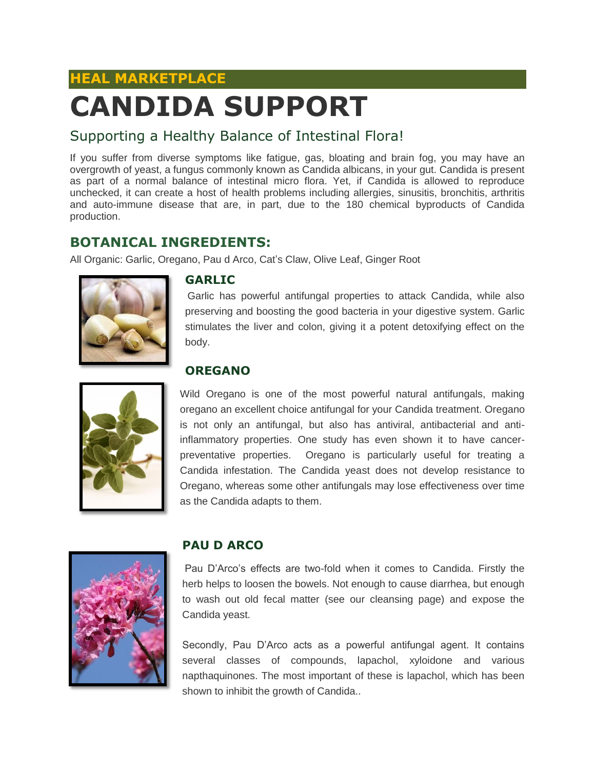**HEAL MARKETPLACE**

# CANDIDA SUPPORT

## Supporting a Healthy Balance of Intestinal Flora!

If you suffer from diverse symptoms like fatigue, gas, bloating and brain fog, you may have an overgrowth of yeast, a fungus commonly known as Candida albicans, in your gut. Candida is present as part of a normal balance of intestinal micro flora. Yet, if Candida is allowed to reproduce unchecked, it can create a host of health problems including allergies, sinusitis, bronchitis, arthritis and auto-immune disease that are, in part, due to the 180 chemical byproducts of Candida production.

## BOTANICAL INGREDIENTS:

All Organic: Garlic, Oregano, Pau d Arco, Cat's Claw, Olive Leaf, Ginger Root

### GARLIC

Garlic has powerful antifungal properties to attack Candida, while also preserving and boosting the good bacteria in your digestive system. Garlic stimulates the liver and colon, giving it a potent detoxifying effect on the body.

### OREGANO

Wild Oregano is one of the most powerful natural antifungals, making oregano an excellent choice antifungal for your Candida treatment. Oregano is not only an antifungal, but also has antiviral, antibacterial and anti-inflammatory properties. One study has even shown it to have cancer-preventative properties. Oregano is particularly useful for treating a Candida infestation. The Candida yeast does not develop resistance to Oregano, whereas some other antifungals may lose effectiveness over time as the Candida adapts to them.

### PAU D ARCO

Pau D'Arco's effects are two-fold when it comes to Candida. Firstly the herb helps to loosen the bowels. Not enough to cause diarrhea, but enough to wash out old fecal matter (see our cleansing page) and expose the Candida yeast.

Secondly, Pau D'Arco acts as a powerful antifungal agent. It contains several classes of compounds, lapachol, xyloidone and various napthaquinones. The most important of these is lapachol, which has been shown to inhibit the growth of Candida..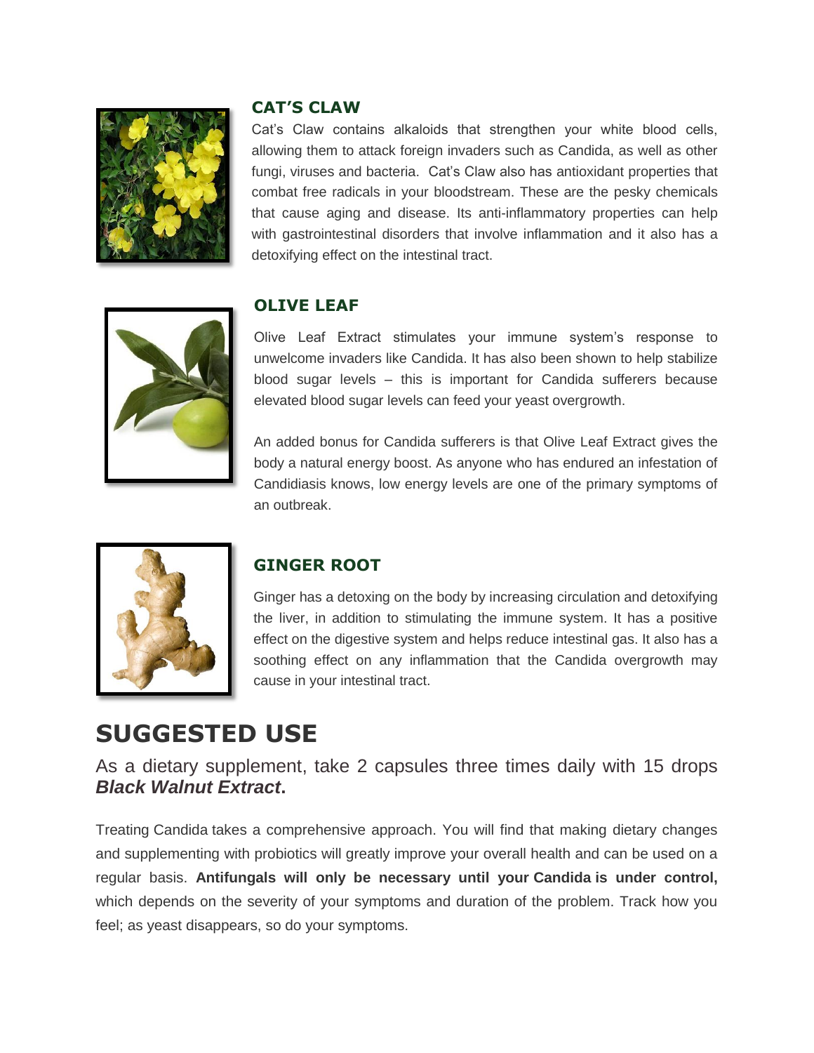### CAT'S CLAW

Cat's Claw contains alkaloids that strengthen your white blood cells, allowing them to attack foreign invaders such as Candida, as well as other fungi, viruses and bacteria. Cat's Claw also has antioxidant properties that combat free radicals in your bloodstream. These are the pesky chemicals that cause aging and disease. Its anti-inflammatory properties can help with gastrointestinal disorders that involve inflammation and it also has a detoxifying effect on the intestinal tract.

### OLIVE LEAF

Olive Leaf Extract stimulates your immune system's response to unwelcome invaders like Candida. It has also been shown to help stabilize blood sugar levels – this is important for Candida sufferers because elevated blood sugar levels can feed your yeast overgrowth.

An added bonus for Candida sufferers is that Olive Leaf Extract gives the body a natural energy boost. As anyone who has endured an infestation of Candidiasis knows, low energy levels are one of the primary symptoms of an outbreak.

### GINGER ROOT

Ginger has a detoxing on the body by increasing circulation and detoxifying the liver, in addition to stimulating the immune system. It has a positive effect on the digestive system and helps reduce intestinal gas. It also has a soothing effect on any inflammation that the Candida overgrowth may cause in your intestinal tract.

## SUGGESTED USE

As a dietary supplement, take 2 capsules three times daily with 15 drops ***Black Walnut Extract*.**

Treating Candida takes a comprehensive approach. You will find that making dietary changes and supplementing with probiotics will greatly improve your overall health and can be used on a regular basis. **Antifungals will only be necessary until your Candida is under control,** which depends on the severity of your symptoms and duration of the problem. Track how you feel; as yeast disappears, so do your symptoms.